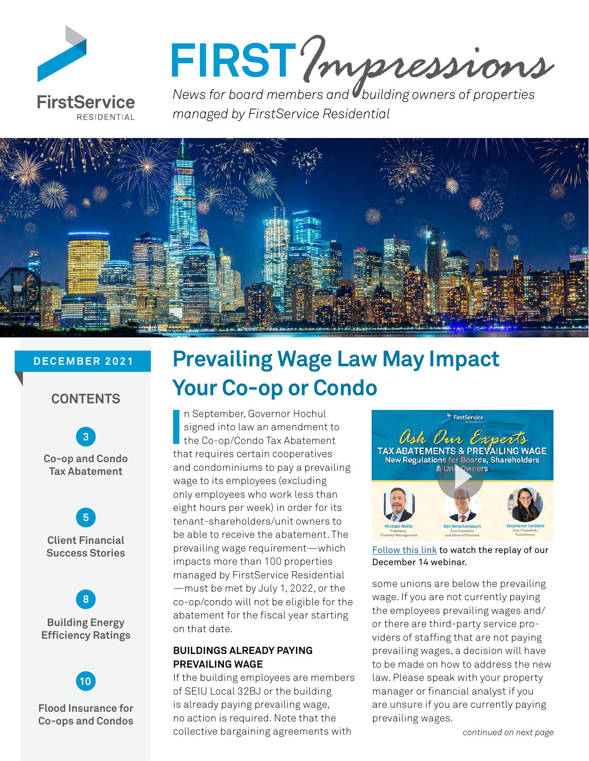# FIRST *Impressions*

*News for board members and building owners of properties managed by FirstService Residential*

**DECEMBER 2021**

## CONTENTS

3 — Co-op and Condo Tax Abatement

5 — Client Financial Success Stories

8 — Building Energy Efficiency Ratings

10 — Flood Insurance for Co-ops and Condos

# Prevailing Wage Law May Impact Your Co-op or Condo

In September, Governor Hochul signed into law an amendment to the Co-op/Condo Tax Abatement that requires certain cooperatives and condominiums to pay a prevailing wage to its employees (excluding only employees who work less than eight hours per week) in order for its tenant-shareholders/unit owners to be able to receive the abatement. The prevailing wage requirement—which impacts more than 100 properties managed by FirstService Residential—must be met by July 1, 2022, or the co-op/condo will not be eligible for the abatement for the fiscal year starting on that date.

### BUILDINGS ALREADY PAYING PREVAILING WAGE

If the building employees are members of SEIU Local 32BJ or the building is already paying prevailing wage, no action is required. Note that the collective bargaining agreements with some unions are below the prevailing wage. If you are not currently paying the employees prevailing wages and/or there are third-party service providers of staffing that are not paying prevailing wages, a decision will have to be made on how to address the new law. Please speak with your property manager or financial analyst if you are unsure if you are currently paying prevailing wages.

Ask Our Experts — TAX ABATEMENTS & PREVAILING WAGE — New Regulations for Boards, Shareholders & Unit Owners

Michael Wolfe, President, Property Management; Ben Kirschenbaum, Vice President and General Counsel; Stephanie Cardello, Vice President, Compliance

Follow this link to watch the replay of our December 14 webinar.

*continued on next page*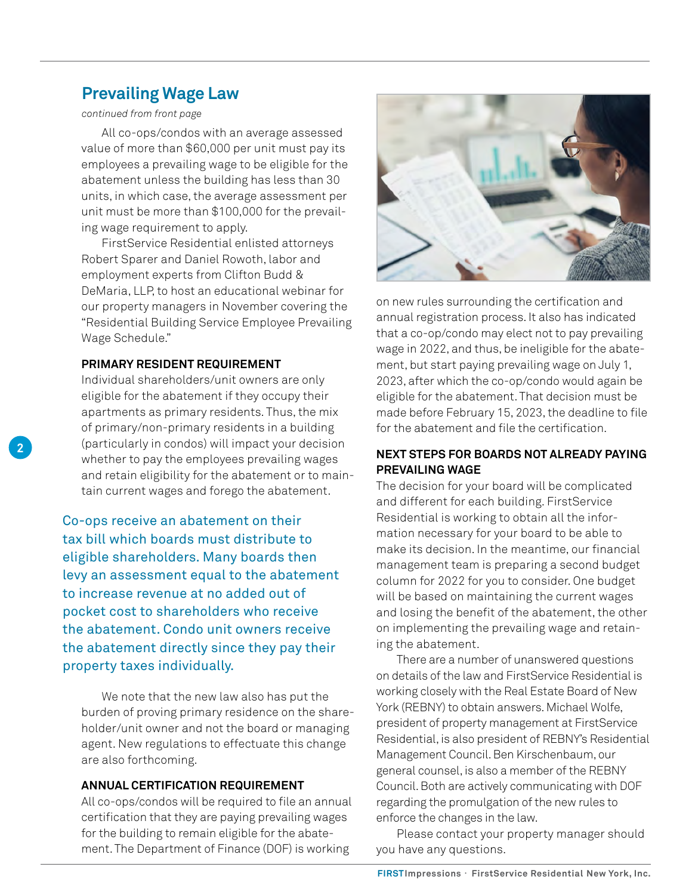## Prevailing Wage Law

*continued from front page*

All co-ops/condos with an average assessed value of more than $60,000 per unit must pay its employees a prevailing wage to be eligible for the abatement unless the building has less than 30 units, in which case, the average assessment per unit must be more than $100,000 for the prevailing wage requirement to apply.

FirstService Residential enlisted attorneys Robert Sparer and Daniel Rowoth, labor and employment experts from Clifton Budd & DeMaria, LLP, to host an educational webinar for our property managers in November covering the "Residential Building Service Employee Prevailing Wage Schedule."

### PRIMARY RESIDENT REQUIREMENT

Individual shareholders/unit owners are only eligible for the abatement if they occupy their apartments as primary residents. Thus, the mix of primary/non-primary residents in a building (particularly in condos) will impact your decision whether to pay the employees prevailing wages and retain eligibility for the abatement or to maintain current wages and forego the abatement.

Co-ops receive an abatement on their tax bill which boards must distribute to eligible shareholders. Many boards then levy an assessment equal to the abatement to increase revenue at no added out of pocket cost to shareholders who receive the abatement. Condo unit owners receive the abatement directly since they pay their property taxes individually.

We note that the new law also has put the burden of proving primary residence on the shareholder/unit owner and not the board or managing agent. New regulations to effectuate this change are also forthcoming.

### ANNUAL CERTIFICATION REQUIREMENT

All co-ops/condos will be required to file an annual certification that they are paying prevailing wages for the building to remain eligible for the abatement. The Department of Finance (DOF) is working on new rules surrounding the certification and annual registration process. It also has indicated that a co-op/condo may elect not to pay prevailing wage in 2022, and thus, be ineligible for the abatement, but start paying prevailing wage on July 1, 2023, after which the co-op/condo would again be eligible for the abatement. That decision must be made before February 15, 2023, the deadline to file for the abatement and file the certification.

### NEXT STEPS FOR BOARDS NOT ALREADY PAYING PREVAILING WAGE

The decision for your board will be complicated and different for each building. FirstService Residential is working to obtain all the information necessary for your board to be able to make its decision. In the meantime, our financial management team is preparing a second budget column for 2022 for you to consider. One budget will be based on maintaining the current wages and losing the benefit of the abatement, the other on implementing the prevailing wage and retaining the abatement.

There are a number of unanswered questions on details of the law and FirstService Residential is working closely with the Real Estate Board of New York (REBNY) to obtain answers. Michael Wolfe, president of property management at FirstService Residential, is also president of REBNY's Residential Management Council. Ben Kirschenbaum, our general counsel, is also a member of the REBNY Council. Both are actively communicating with DOF regarding the promulgation of the new rules to enforce the changes in the law.

Please contact your property manager should you have any questions.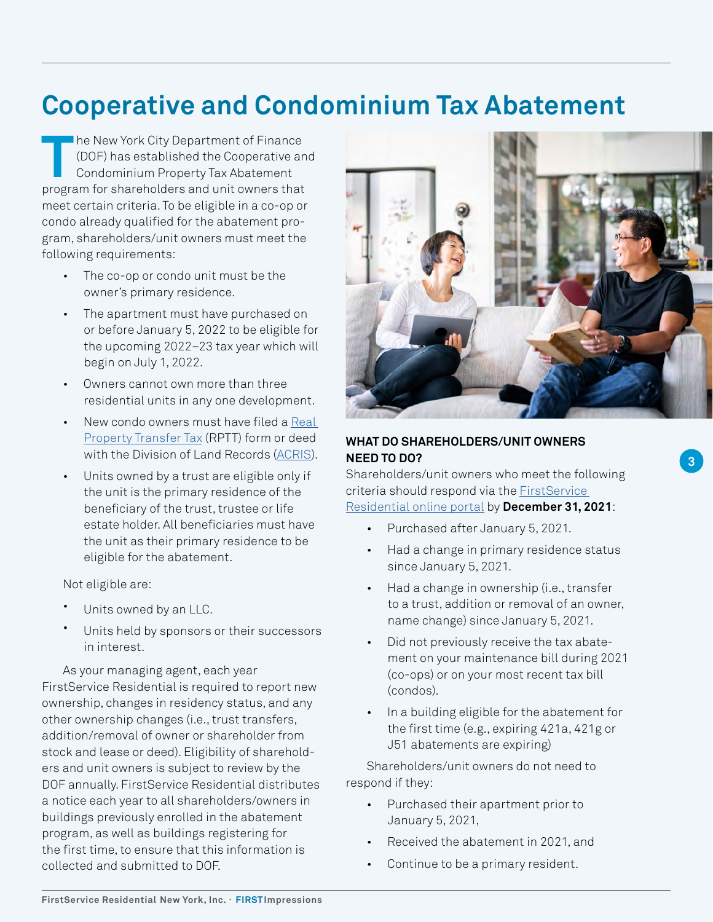# Cooperative and Condominium Tax Abatement

The New York City Department of Finance (DOF) has established the Cooperative and Condominium Property Tax Abatement program for shareholders and unit owners that meet certain criteria. To be eligible in a co-op or condo already qualified for the abatement program, shareholders/unit owners must meet the following requirements:

- The co-op or condo unit must be the owner's primary residence.
- The apartment must have purchased on or before January 5, 2022 to be eligible for the upcoming 2022–23 tax year which will begin on July 1, 2022.
- Owners cannot own more than three residential units in any one development.
- New condo owners must have filed a Real Property Transfer Tax (RPTT) form or deed with the Division of Land Records (ACRIS).
- Units owned by a trust are eligible only if the unit is the primary residence of the beneficiary of the trust, trustee or life estate holder. All beneficiaries must have the unit as their primary residence to be eligible for the abatement.

Not eligible are:

- Units owned by an LLC.
- Units held by sponsors or their successors in interest.

As your managing agent, each year FirstService Residential is required to report new ownership, changes in residency status, and any other ownership changes (i.e., trust transfers, addition/removal of owner or shareholder from stock and lease or deed). Eligibility of shareholders and unit owners is subject to review by the DOF annually. FirstService Residential distributes a notice each year to all shareholders/owners in buildings previously enrolled in the abatement program, as well as buildings registering for the first time, to ensure that this information is collected and submitted to DOF.

**WHAT DO SHAREHOLDERS/UNIT OWNERS NEED TO DO?**

Shareholders/unit owners who meet the following criteria should respond via the FirstService Residential online portal by **December 31, 2021**:

- Purchased after January 5, 2021.
- Had a change in primary residence status since January 5, 2021.
- Had a change in ownership (i.e., transfer to a trust, addition or removal of an owner, name change) since January 5, 2021.
- Did not previously receive the tax abatement on your maintenance bill during 2021 (co-ops) or on your most recent tax bill (condos).
- In a building eligible for the abatement for the first time (e.g., expiring 421a, 421g or J51 abatements are expiring)

Shareholders/unit owners do not need to respond if they:

- Purchased their apartment prior to January 5, 2021,
- Received the abatement in 2021, and
- Continue to be a primary resident.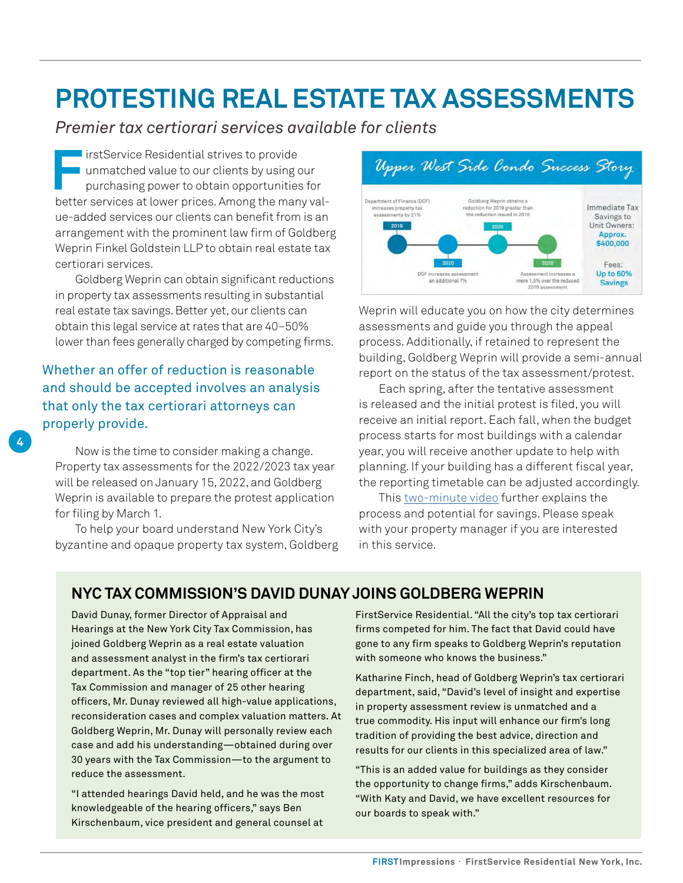# PROTESTING REAL ESTATE TAX ASSESSMENTS

*Premier tax certiorari services available for clients*

FirstService Residential strives to provide unmatched value to our clients by using our purchasing power to obtain opportunities for better services at lower prices. Among the many value-added services our clients can benefit from is an arrangement with the prominent law firm of Goldberg Weprin Finkel Goldstein LLP to obtain real estate tax certiorari services.

Goldberg Weprin can obtain significant reductions in property tax assessments resulting in substantial real estate tax savings. Better yet, our clients can obtain this legal service at rates that are 40–50% lower than fees generally charged by competing firms.

> Whether an offer of reduction is reasonable and should be accepted involves an analysis that only the tax certiorari attorneys can properly provide.

Now is the time to consider making a change. Property tax assessments for the 2022/2023 tax year will be released on January 15, 2022, and Goldberg Weprin is available to prepare the protest application for filing by March 1.

To help your board understand New York City's byzantine and opaque property tax system, Goldberg Weprin will educate you on how the city determines assessments and guide you through the appeal process. Additionally, if retained to represent the building, Goldberg Weprin will provide a semi-annual report on the status of the tax assessment/protest.

Each spring, after the tentative assessment is released and the initial protest is filed, you will receive an initial report. Each fall, when the budget process starts for most buildings with a calendar year, you will receive another update to help with planning. If your building has a different fiscal year, the reporting timetable can be adjusted accordingly.

This two-minute video further explains the process and potential for savings. Please speak with your property manager if you are interested in this service.

**Upper West Side Condo Success Story**

- **2019** – Department of Finance (DOF) increases property tax assessments by 21%
- **2020** – DOF increases assessment an additional 7%
- **2020** – Goldberg Weprin obtains a reduction for 2019 greater than the reduction issued in 2018
- **2020** – Assessment increases a mere 1.5% over the reduced 2019 assessment

Immediate Tax Savings to Unit Owners: **Approx. $400,000**

Fees: **Up to 60% Savings**

## NYC TAX COMMISSION'S DAVID DUNAY JOINS GOLDBERG WEPRIN

David Dunay, former Director of Appraisal and Hearings at the New York City Tax Commission, has joined Goldberg Weprin as a real estate valuation and assessment analyst in the firm's tax certiorari department. As the "top tier" hearing officer at the Tax Commission and manager of 25 other hearing officers, Mr. Dunay reviewed all high-value applications, reconsideration cases and complex valuation matters. At Goldberg Weprin, Mr. Dunay will personally review each case and add his understanding—obtained during over 30 years with the Tax Commission—to the argument to reduce the assessment.

"I attended hearings David held, and he was the most knowledgeable of the hearing officers," says Ben Kirschenbaum, vice president and general counsel at FirstService Residential. "All the city's top tax certiorari firms competed for him. The fact that David could have gone to any firm speaks to Goldberg Weprin's reputation with someone who knows the business."

Katharine Finch, head of Goldberg Weprin's tax certiorari department, said, "David's level of insight and expertise in property assessment review is unmatched and a true commodity. His input will enhance our firm's long tradition of providing the best advice, direction and results for our clients in this specialized area of law."

"This is an added value for buildings as they consider the opportunity to change firms," adds Kirschenbaum. "With Katy and David, we have excellent resources for our boards to speak with."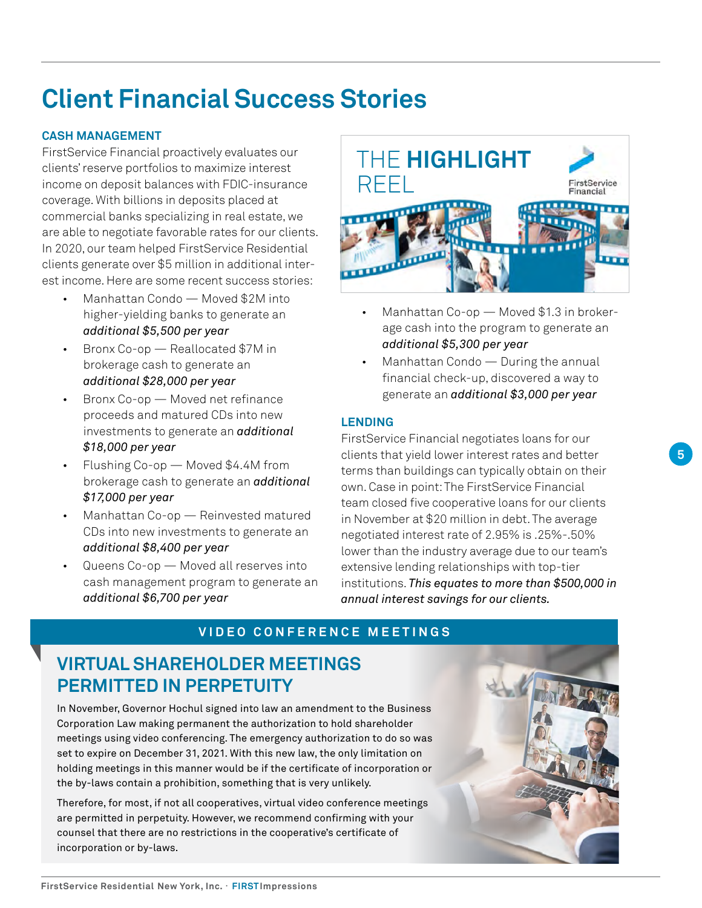# Client Financial Success Stories

### CASH MANAGEMENT

FirstService Financial proactively evaluates our clients' reserve portfolios to maximize interest income on deposit balances with FDIC-insurance coverage. With billions in deposits placed at commercial banks specializing in real estate, we are able to negotiate favorable rates for our clients. In 2020, our team helped FirstService Residential clients generate over $5 million in additional interest income. Here are some recent success stories:

- Manhattan Condo — Moved $2M into higher-yielding banks to generate an ***additional $5,500 per year***
- Bronx Co-op — Reallocated $7M in brokerage cash to generate an ***additional $28,000 per year***
- Bronx Co-op — Moved net refinance proceeds and matured CDs into new investments to generate an ***additional $18,000 per year***
- Flushing Co-op — Moved $4.4M from brokerage cash to generate an ***additional $17,000 per year***
- Manhattan Co-op — Reinvested matured CDs into new investments to generate an ***additional $8,400 per year***
- Queens Co-op — Moved all reserves into cash management program to generate an ***additional $6,700 per year***

THE **HIGHLIGHT** REEL

FirstService Financial

- Manhattan Co-op — Moved $1.3 in brokerage cash into the program to generate an ***additional $5,300 per year***
- Manhattan Condo — During the annual financial check-up, discovered a way to generate an ***additional $3,000 per year***

### LENDING

FirstService Financial negotiates loans for our clients that yield lower interest rates and better terms than buildings can typically obtain on their own. Case in point: The FirstService Financial team closed five cooperative loans for our clients in November at $20 million in debt. The average negotiated interest rate of 2.95% is .25%-.50% lower than the industry average due to our team's extensive lending relationships with top-tier institutions. ***This equates to more than $500,000 in annual interest savings for our clients.***

## VIDEO CONFERENCE MEETINGS

### VIRTUAL SHAREHOLDER MEETINGS PERMITTED IN PERPETUITY

In November, Governor Hochul signed into law an amendment to the Business Corporation Law making permanent the authorization to hold shareholder meetings using video conferencing. The emergency authorization to do so was set to expire on December 31, 2021. With this new law, the only limitation on holding meetings in this manner would be if the certificate of incorporation or the by-laws contain a prohibition, something that is very unlikely.

Therefore, for most, if not all cooperatives, virtual video conference meetings are permitted in perpetuity. However, we recommend confirming with your counsel that there are no restrictions in the cooperative's certificate of incorporation or by-laws.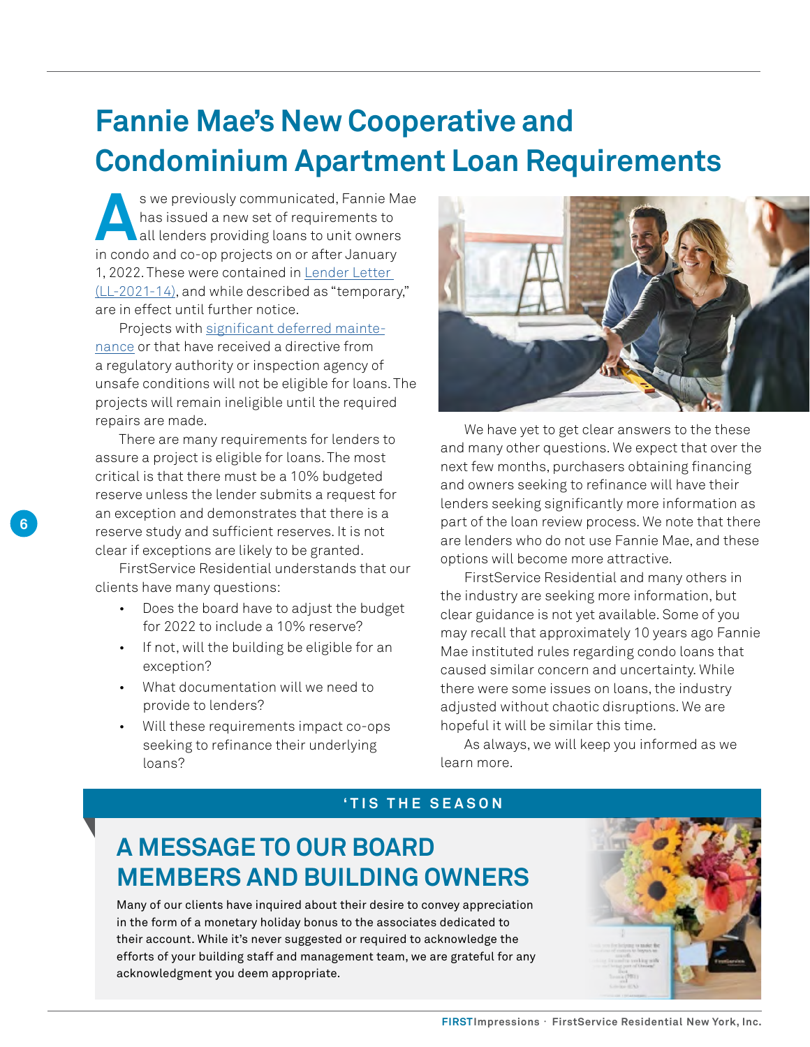# Fannie Mae's New Cooperative and Condominium Apartment Loan Requirements

As we previously communicated, Fannie Mae has issued a new set of requirements to all lenders providing loans to unit owners in condo and co-op projects on or after January 1, 2022. These were contained in Lender Letter (LL-2021-14), and while described as "temporary," are in effect until further notice.

Projects with significant deferred maintenance or that have received a directive from a regulatory authority or inspection agency of unsafe conditions will not be eligible for loans. The projects will remain ineligible until the required repairs are made.

There are many requirements for lenders to assure a project is eligible for loans. The most critical is that there must be a 10% budgeted reserve unless the lender submits a request for an exception and demonstrates that there is a reserve study and sufficient reserves. It is not clear if exceptions are likely to be granted.

FirstService Residential understands that our clients have many questions:

- Does the board have to adjust the budget for 2022 to include a 10% reserve?
- If not, will the building be eligible for an exception?
- What documentation will we need to provide to lenders?
- Will these requirements impact co-ops seeking to refinance their underlying loans?

We have yet to get clear answers to the these and many other questions. We expect that over the next few months, purchasers obtaining financing and owners seeking to refinance will have their lenders seeking significantly more information as part of the loan review process. We note that there are lenders who do not use Fannie Mae, and these options will become more attractive.

FirstService Residential and many others in the industry are seeking more information, but clear guidance is not yet available. Some of you may recall that approximately 10 years ago Fannie Mae instituted rules regarding condo loans that caused similar concern and uncertainty. While there were some issues on loans, the industry adjusted without chaotic disruptions. We are hopeful it will be similar this time.

As always, we will keep you informed as we learn more.

'TIS THE SEASON

## A MESSAGE TO OUR BOARD MEMBERS AND BUILDING OWNERS

Many of our clients have inquired about their desire to convey appreciation in the form of a monetary holiday bonus to the associates dedicated to their account. While it's never suggested or required to acknowledge the efforts of your building staff and management team, we are grateful for any acknowledgment you deem appropriate.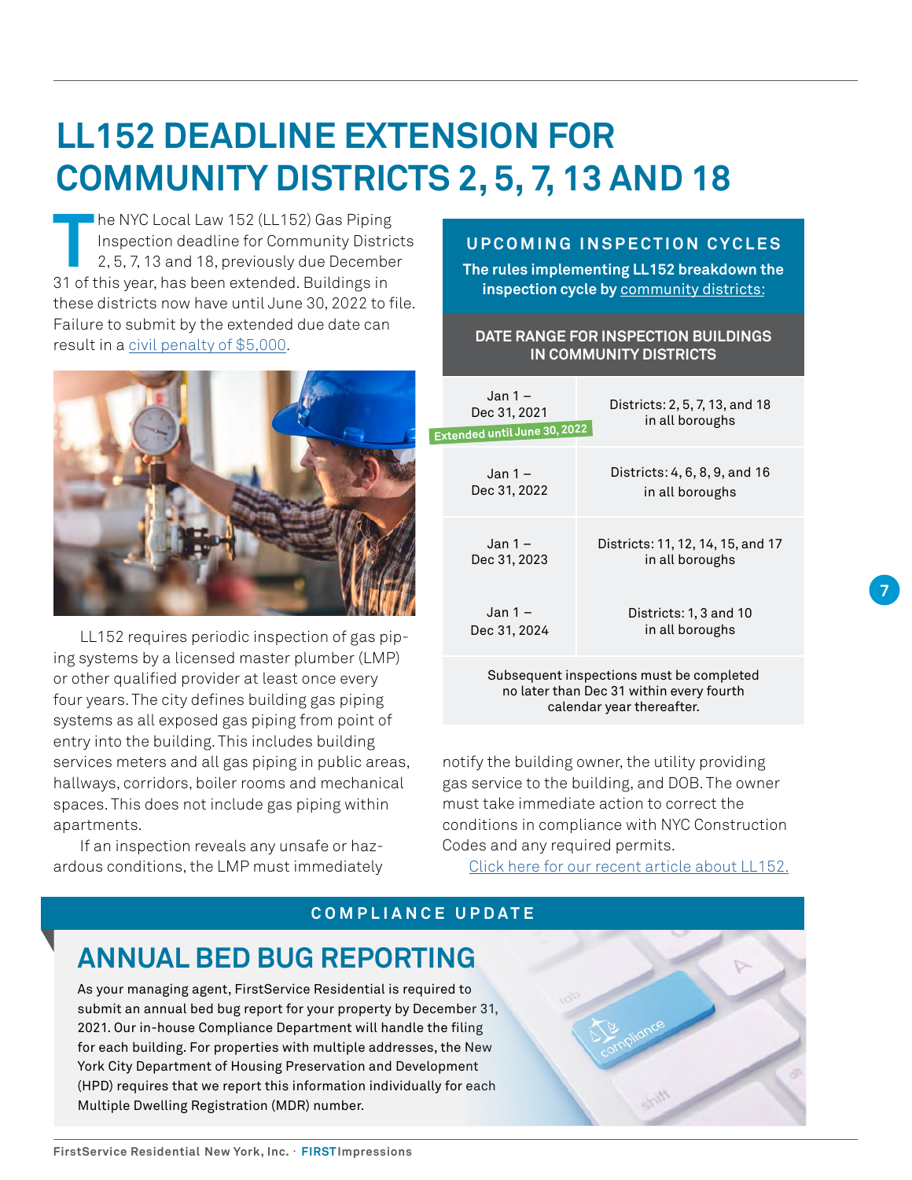# LL152 DEADLINE EXTENSION FOR COMMUNITY DISTRICTS 2, 5, 7, 13 AND 18

The NYC Local Law 152 (LL152) Gas Piping Inspection deadline for Community Districts 2, 5, 7, 13 and 18, previously due December 31 of this year, has been extended. Buildings in these districts now have until June 30, 2022 to file. Failure to submit by the extended due date can result in a civil penalty of $5,000.

LL152 requires periodic inspection of gas piping systems by a licensed master plumber (LMP) or other qualified provider at least once every four years. The city defines building gas piping systems as all exposed gas piping from point of entry into the building. This includes building services meters and all gas piping in public areas, hallways, corridors, boiler rooms and mechanical spaces. This does not include gas piping within apartments.

If an inspection reveals any unsafe or hazardous conditions, the LMP must immediately notify the building owner, the utility providing gas service to the building, and DOB. The owner must take immediate action to correct the conditions in compliance with NYC Construction Codes and any required permits.

Click here for our recent article about LL152.

## UPCOMING INSPECTION CYCLES

**The rules implementing LL152 breakdown the inspection cycle by community districts:**

| DATE RANGE FOR INSPECTION BUILDINGS IN COMMUNITY DISTRICTS | |
|---|---|
| Jan 1 – Dec 31, 2021 (Extended until June 30, 2022) | Districts: 2, 5, 7, 13, and 18 in all boroughs |
| Jan 1 – Dec 31, 2022 | Districts: 4, 6, 8, 9, and 16 in all boroughs |
| Jan 1 – Dec 31, 2023 | Districts: 11, 12, 14, 15, and 17 in all boroughs |
| Jan 1 – Dec 31, 2024 | Districts: 1, 3 and 10 in all boroughs |

Subsequent inspections must be completed no later than Dec 31 within every fourth calendar year thereafter.

## COMPLIANCE UPDATE

## ANNUAL BED BUG REPORTING

As your managing agent, FirstService Residential is required to submit an annual bed bug report for your property by December 31, 2021. Our in-house Compliance Department will handle the filing for each building. For properties with multiple addresses, the New York City Department of Housing Preservation and Development (HPD) requires that we report this information individually for each Multiple Dwelling Registration (MDR) number.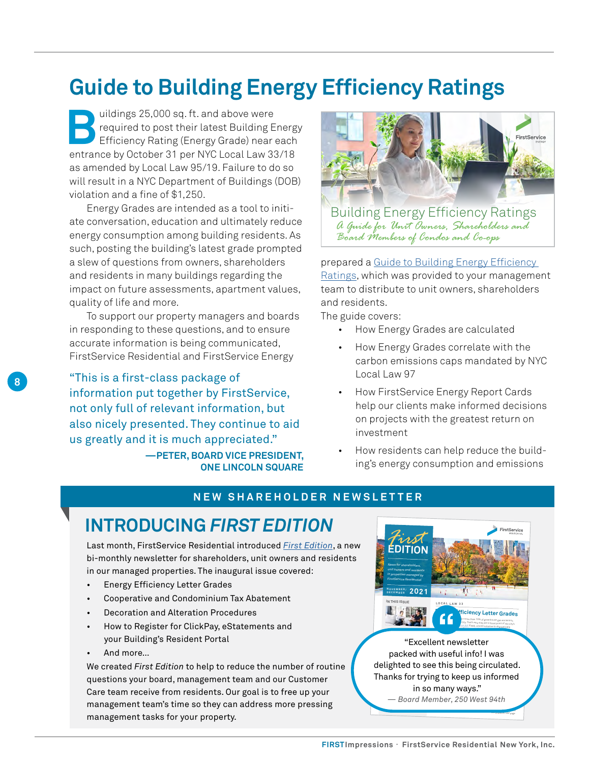# Guide to Building Energy Efficiency Ratings

Buildings 25,000 sq. ft. and above were required to post their latest Building Energy Efficiency Rating (Energy Grade) near each entrance by October 31 per NYC Local Law 33/18 as amended by Local Law 95/19. Failure to do so will result in a NYC Department of Buildings (DOB) violation and a fine of $1,250.

Energy Grades are intended as a tool to initiate conversation, education and ultimately reduce energy consumption among building residents. As such, posting the building's latest grade prompted a slew of questions from owners, shareholders and residents in many buildings regarding the impact on future assessments, apartment values, quality of life and more.

To support our property managers and boards in responding to these questions, and to ensure accurate information is being communicated, FirstService Residential and FirstService Energy prepared a Guide to Building Energy Efficiency Ratings, which was provided to your management team to distribute to unit owners, shareholders and residents.

The guide covers:

- How Energy Grades are calculated
- How Energy Grades correlate with the carbon emissions caps mandated by NYC Local Law 97
- How FirstService Energy Report Cards help our clients make informed decisions on projects with the greatest return on investment
- How residents can help reduce the building's energy consumption and emissions

Building Energy Efficiency Ratings
*A Guide for Unit Owners, Shareholders and Board Members of Condos and Co-ops*

"This is a first-class package of information put together by FirstService, not only full of relevant information, but also nicely presented. They continue to aid us greatly and it is much appreciated."

**—PETER, BOARD VICE PRESIDENT, ONE LINCOLN SQUARE**

**NEW SHAREHOLDER NEWSLETTER**

## INTRODUCING *FIRST EDITION*

Last month, FirstService Residential introduced *First Edition*, a new bi-monthly newsletter for shareholders, unit owners and residents in our managed properties. The inaugural issue covered:

- Energy Efficiency Letter Grades
- Cooperative and Condominium Tax Abatement
- Decoration and Alteration Procedures
- How to Register for ClickPay, eStatements and your Building's Resident Portal
- And more...

We created *First Edition* to help to reduce the number of routine questions your board, management team and our Customer Care team receive from residents. Our goal is to free up your management team's time so they can address more pressing management tasks for your property.

"Excellent newsletter packed with useful info! I was delighted to see this being circulated. Thanks for trying to keep us informed in so many ways."

*— Board Member, 250 West 94th*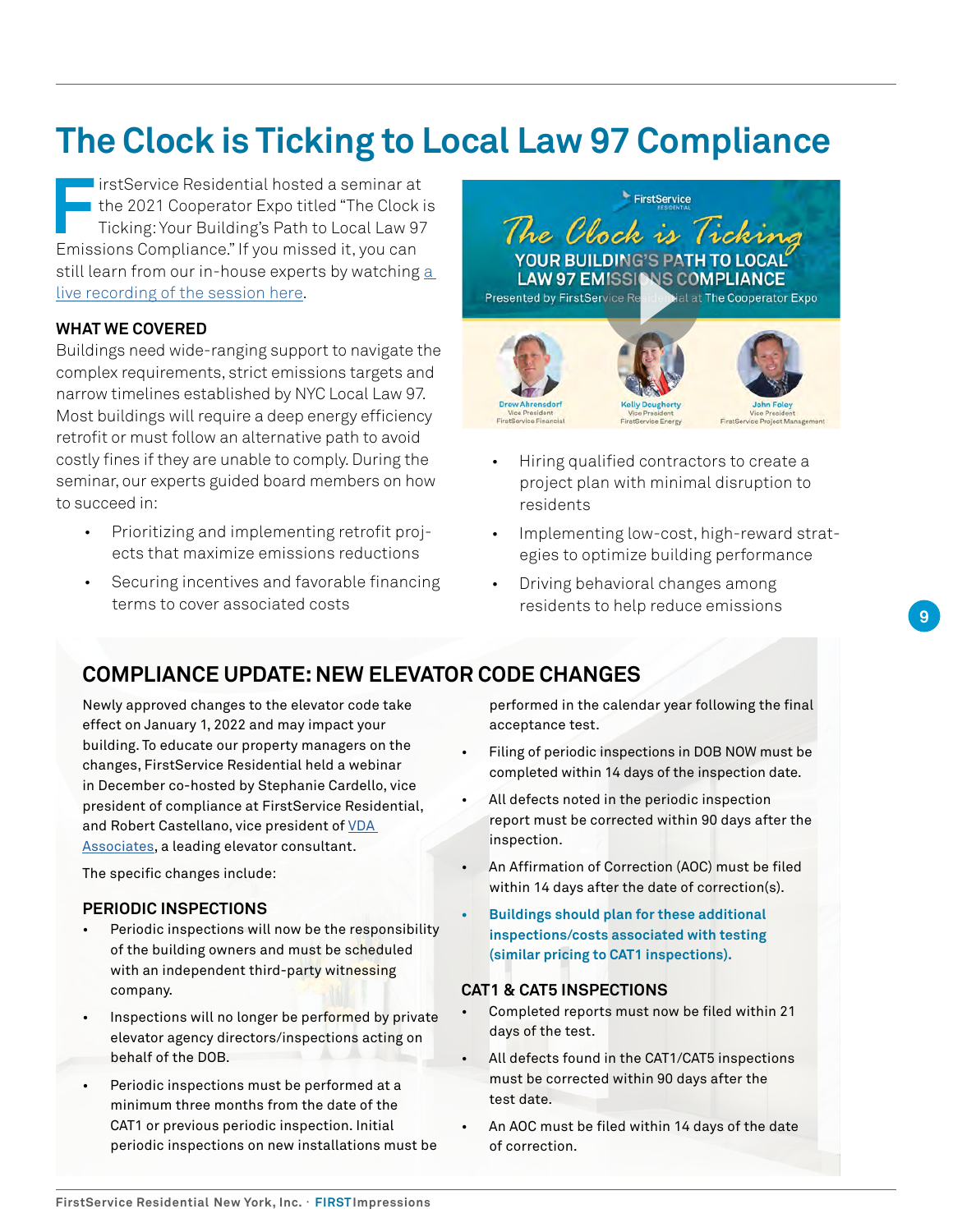# The Clock is Ticking to Local Law 97 Compliance

FirstService Residential hosted a seminar at the 2021 Cooperator Expo titled "The Clock is Ticking: Your Building's Path to Local Law 97 Emissions Compliance." If you missed it, you can still learn from our in-house experts by watching a live recording of the session here.

**WHAT WE COVERED**

Buildings need wide-ranging support to navigate the complex requirements, strict emissions targets and narrow timelines established by NYC Local Law 97. Most buildings will require a deep energy efficiency retrofit or must follow an alternative path to avoid costly fines if they are unable to comply. During the seminar, our experts guided board members on how to succeed in:

- Prioritizing and implementing retrofit projects that maximize emissions reductions
- Securing incentives and favorable financing terms to cover associated costs
- Hiring qualified contractors to create a project plan with minimal disruption to residents
- Implementing low-cost, high-reward strategies to optimize building performance
- Driving behavioral changes among residents to help reduce emissions

## COMPLIANCE UPDATE: NEW ELEVATOR CODE CHANGES

Newly approved changes to the elevator code take effect on January 1, 2022 and may impact your building. To educate our property managers on the changes, FirstService Residential held a webinar in December co-hosted by Stephanie Cardello, vice president of compliance at FirstService Residential, and Robert Castellano, vice president of VDA Associates, a leading elevator consultant.

The specific changes include:

### PERIODIC INSPECTIONS

- Periodic inspections will now be the responsibility of the building owners and must be scheduled with an independent third-party witnessing company.
- Inspections will no longer be performed by private elevator agency directors/inspections acting on behalf of the DOB.
- Periodic inspections must be performed at a minimum three months from the date of the CAT1 or previous periodic inspection. Initial periodic inspections on new installations must be performed in the calendar year following the final acceptance test.
- Filing of periodic inspections in DOB NOW must be completed within 14 days of the inspection date.
- All defects noted in the periodic inspection report must be corrected within 90 days after the inspection.
- An Affirmation of Correction (AOC) must be filed within 14 days after the date of correction(s).
- **Buildings should plan for these additional inspections/costs associated with testing (similar pricing to CAT1 inspections).**

### CAT1 & CAT5 INSPECTIONS

- Completed reports must now be filed within 21 days of the test.
- All defects found in the CAT1/CAT5 inspections must be corrected within 90 days after the test date.
- An AOC must be filed within 14 days of the date of correction.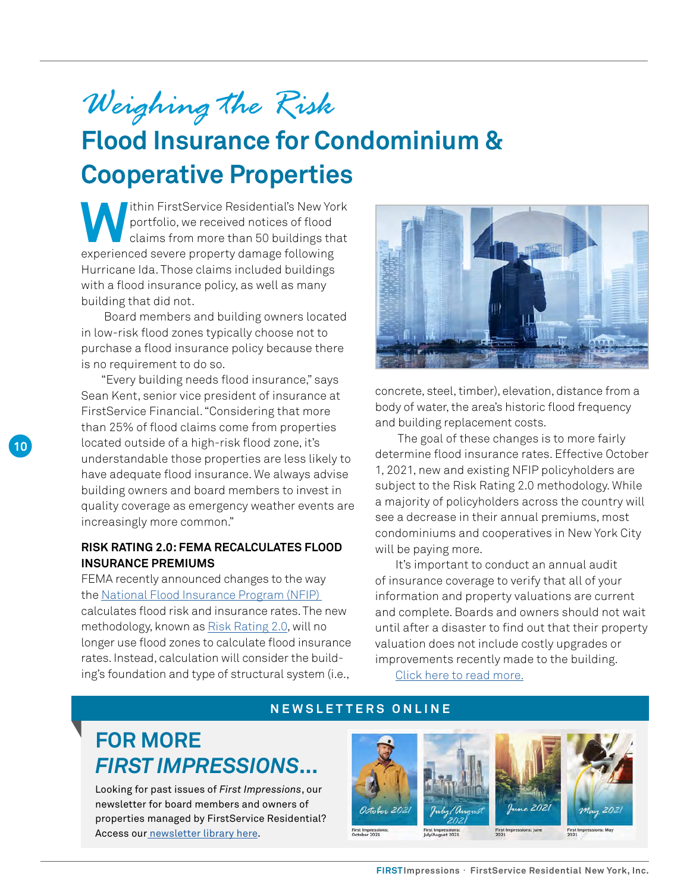# *Weighing the Risk*

## Flood Insurance for Condominium & Cooperative Properties

Within FirstService Residential's New York portfolio, we received notices of flood claims from more than 50 buildings that experienced severe property damage following Hurricane Ida. Those claims included buildings with a flood insurance policy, as well as many building that did not.

Board members and building owners located in low-risk flood zones typically choose not to purchase a flood insurance policy because there is no requirement to do so.

"Every building needs flood insurance," says Sean Kent, senior vice president of insurance at FirstService Financial. "Considering that more than 25% of flood claims come from properties located outside of a high-risk flood zone, it's understandable those properties are less likely to have adequate flood insurance. We always advise building owners and board members to invest in quality coverage as emergency weather events are increasingly more common."

**RISK RATING 2.0: FEMA RECALCULATES FLOOD INSURANCE PREMIUMS**

FEMA recently announced changes to the way the [National Flood Insurance Program (NFIP)] calculates flood risk and insurance rates. The new methodology, known as [Risk Rating 2.0], will no longer use flood zones to calculate flood insurance rates. Instead, calculation will consider the building's foundation and type of structural system (i.e., concrete, steel, timber), elevation, distance from a body of water, the area's historic flood frequency and building replacement costs.

The goal of these changes is to more fairly determine flood insurance rates. Effective October 1, 2021, new and existing NFIP policyholders are subject to the Risk Rating 2.0 methodology. While a majority of policyholders across the country will see a decrease in their annual premiums, most condominiums and cooperatives in New York City will be paying more.

It's important to conduct an annual audit of insurance coverage to verify that all of your information and property valuations are current and complete. Boards and owners should not wait until after a disaster to find out that their property valuation does not include costly upgrades or improvements recently made to the building.

[Click here to read more.]

**NEWSLETTERS ONLINE**

## FOR MORE *FIRST IMPRESSIONS*...

Looking for past issues of *First Impressions*, our newsletter for board members and owners of properties managed by FirstService Residential? Access our [newsletter library here].

First Impressions: October 2021

First Impressions: July/August 2021

First Impressions: June 2021

First Impressions: May 2021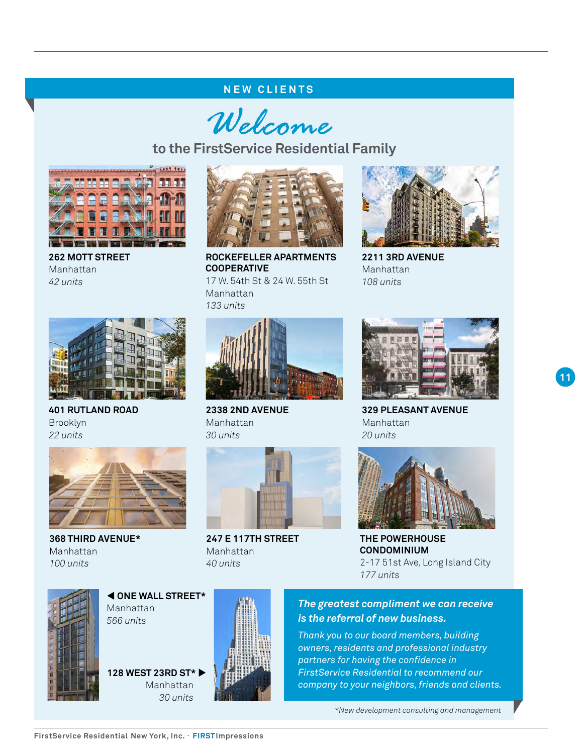## NEW CLIENTS

# *Welcome*

### to the FirstService Residential Family

**262 MOTT STREET**
Manhattan
*42 units*

**ROCKEFELLER APARTMENTS COOPERATIVE**
17 W. 54th St & 24 W. 55th St
Manhattan
*133 units*

**2211 3RD AVENUE**
Manhattan
*108 units*

**401 RUTLAND ROAD**
Brooklyn
*22 units*

**2338 2ND AVENUE**
Manhattan
*30 units*

**329 PLEASANT AVENUE**
Manhattan
*20 units*

**368 THIRD AVENUE***
Manhattan
*100 units*

**247 E 117TH STREET**
Manhattan
*40 units*

**THE POWERHOUSE CONDOMINIUM**
2-17 51st Ave, Long Island City
*177 units*

**◀ ONE WALL STREET***
Manhattan
*566 units*

**128 WEST 23RD ST* ▶**
Manhattan
*30 units*

***The greatest compliment we can receive is the referral of new business.***

*Thank you to our board members, building owners, residents and professional industry partners for having the confidence in FirstService Residential to recommend our company to your neighbors, friends and clients.*

*New development consulting and management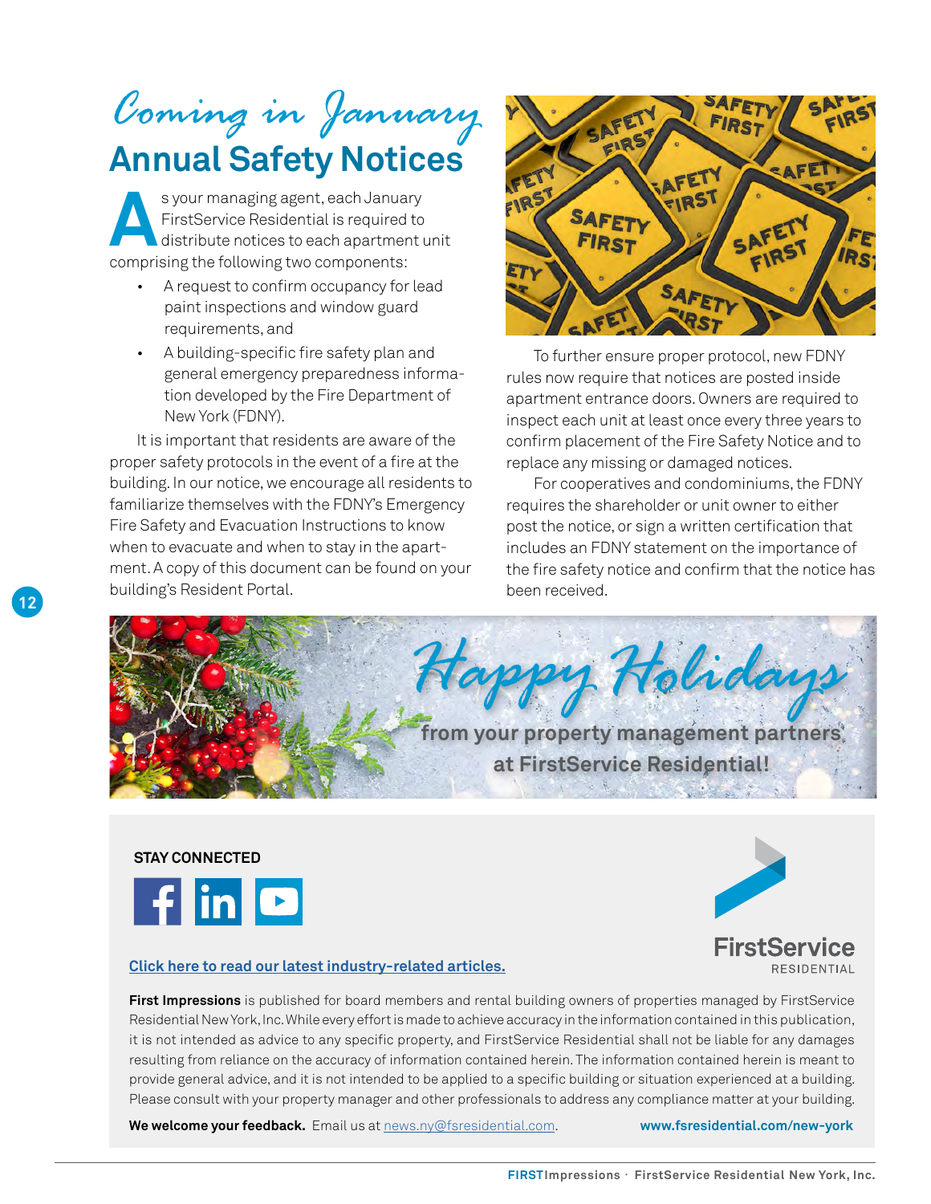*Coming in January*

## Annual Safety Notices

As your managing agent, each January FirstService Residential is required to distribute notices to each apartment unit comprising the following two components:

- A request to confirm occupancy for lead paint inspections and window guard requirements, and
- A building-specific fire safety plan and general emergency preparedness information developed by the Fire Department of New York (FDNY).

It is important that residents are aware of the proper safety protocols in the event of a fire at the building. In our notice, we encourage all residents to familiarize themselves with the FDNY's Emergency Fire Safety and Evacuation Instructions to know when to evacuate and when to stay in the apartment. A copy of this document can be found on your building's Resident Portal.

To further ensure proper protocol, new FDNY rules now require that notices are posted inside apartment entrance doors. Owners are required to inspect each unit at least once every three years to confirm placement of the Fire Safety Notice and to replace any missing or damaged notices.

For cooperatives and condominiums, the FDNY requires the shareholder or unit owner to either post the notice, or sign a written certification that includes an FDNY statement on the importance of the fire safety notice and confirm that the notice has been received.

*Happy Holidays*

**from your property management partners at FirstService Residential!**

**STAY CONNECTED**

Click here to read our latest industry-related articles.

FirstService RESIDENTIAL

**First Impressions** is published for board members and rental building owners of properties managed by FirstService Residential New York, Inc. While every effort is made to achieve accuracy in the information contained in this publication, it is not intended as advice to any specific property, and FirstService Residential shall not be liable for any damages resulting from reliance on the accuracy of information contained herein. The information contained herein is meant to provide general advice, and it is not intended to be applied to a specific building or situation experienced at a building. Please consult with your property manager and other professionals to address any compliance matter at your building.

**We welcome your feedback.** Email us at news.ny@fsresidential.com. **www.fsresidential.com/new-york**